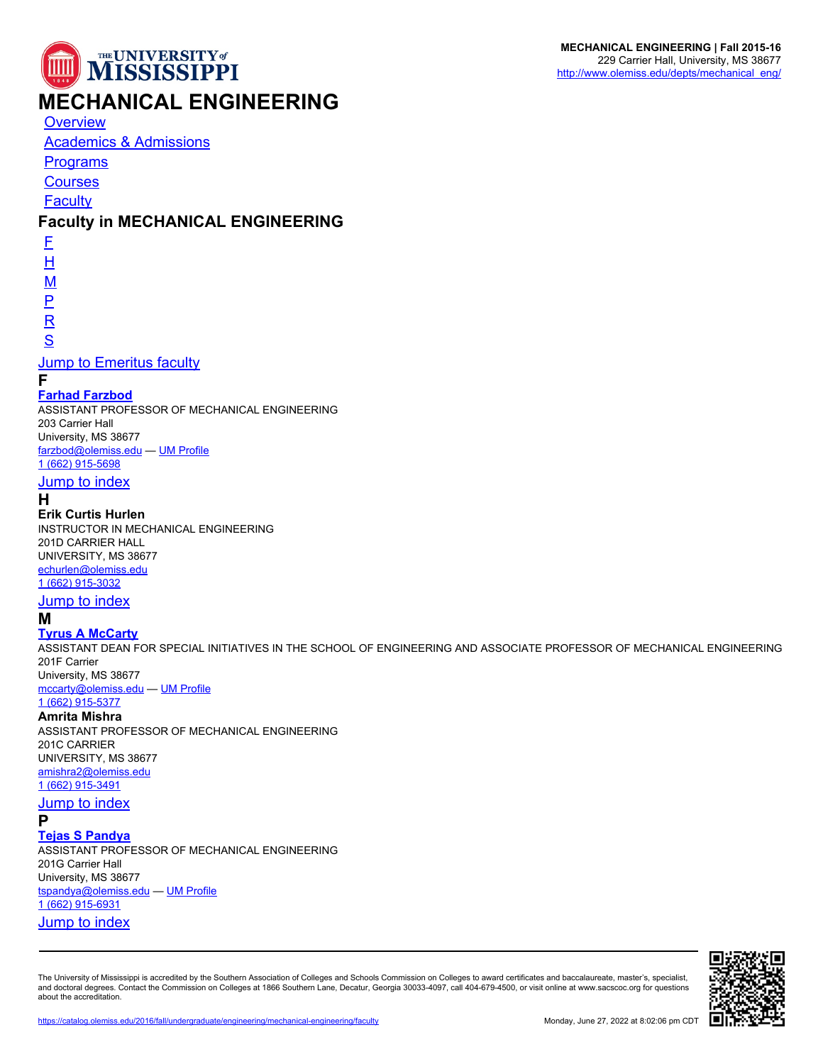# MECHANICAL ENGINEERING

- [Overview]
- [Academics & Admissions]
- [Programs]
- [Courses]
- [Faculty]

## Faculty in MECHANICAL ENGINEERING

- F
- H
- M
- P
- R
- S

Jump to Emeritus faculty

### F

**Farhad Farzbod**
ASSISTANT PROFESSOR OF MECHANICAL ENGINEERING
203 Carrier Hall
University, MS 38677
farzbod@olemiss.edu — UM Profile
1 (662) 915-5698

Jump to index

### H

**Erik Curtis Hurlen**
INSTRUCTOR IN MECHANICAL ENGINEERING
201D CARRIER HALL
UNIVERSITY, MS 38677
echurlen@olemiss.edu
1 (662) 915-3032

Jump to index

### M

**Tyrus A McCarty**
ASSISTANT DEAN FOR SPECIAL INITIATIVES IN THE SCHOOL OF ENGINEERING AND ASSOCIATE PROFESSOR OF MECHANICAL ENGINEERING
201F Carrier
University, MS 38677
mccarty@olemiss.edu — UM Profile
1 (662) 915-5377

**Amrita Mishra**
ASSISTANT PROFESSOR OF MECHANICAL ENGINEERING
201C CARRIER
UNIVERSITY, MS 38677
amishra2@olemiss.edu
1 (662) 915-3491

Jump to index

### P

**Tejas S Pandya**
ASSISTANT PROFESSOR OF MECHANICAL ENGINEERING
201G Carrier Hall
University, MS 38677
tspandya@olemiss.edu — UM Profile
1 (662) 915-6931

Jump to index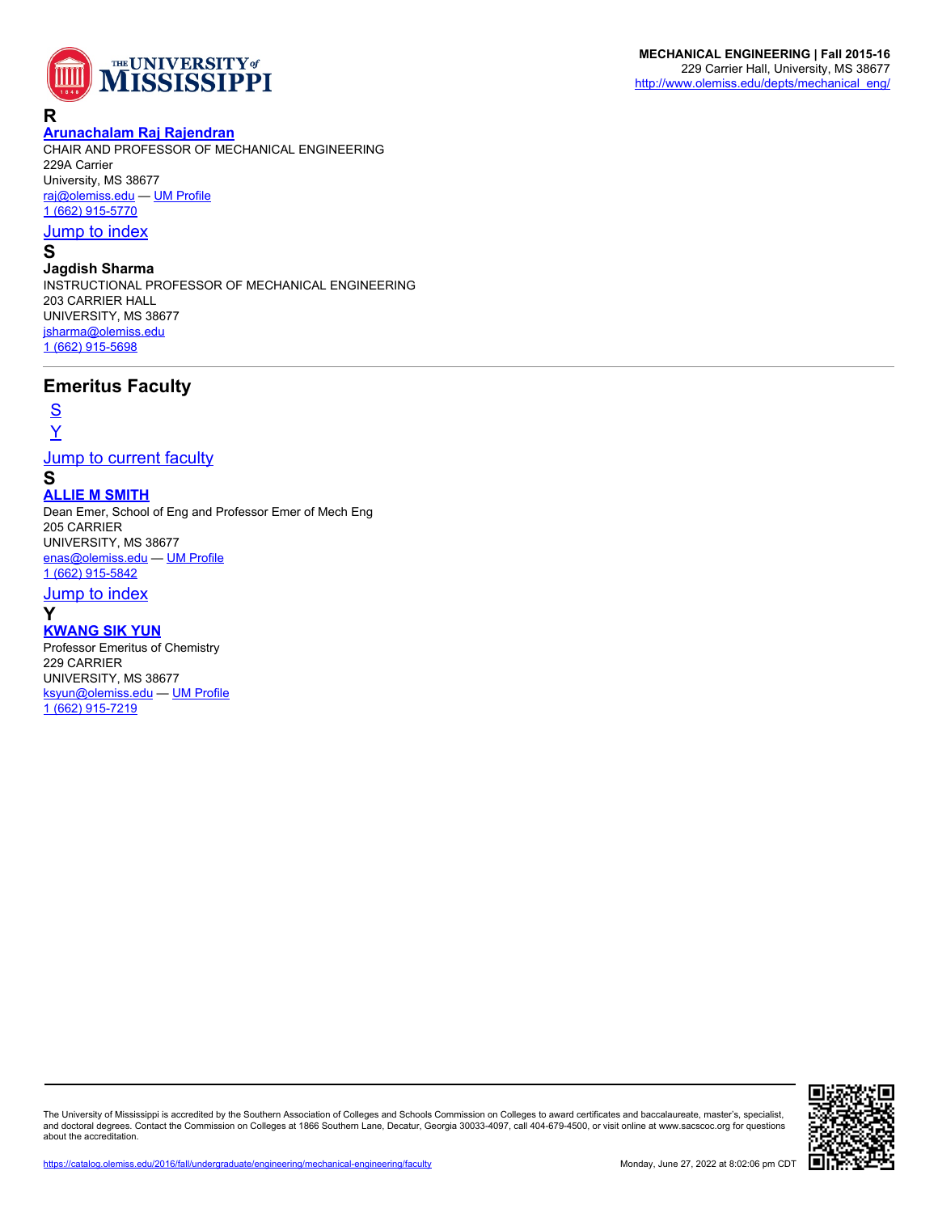## R

**Arunachalam Raj Rajendran**
CHAIR AND PROFESSOR OF MECHANICAL ENGINEERING
229A Carrier
University, MS 38677
raj@olemiss.edu — UM Profile
1 (662) 915-5770

Jump to index

## S

**Jagdish Sharma**
INSTRUCTIONAL PROFESSOR OF MECHANICAL ENGINEERING
203 CARRIER HALL
UNIVERSITY, MS 38677
jsharma@olemiss.edu
1 (662) 915-5698

---

# Emeritus Faculty

S
Y

Jump to current faculty

## S

**ALLIE M SMITH**
Dean Emer, School of Eng and Professor Emer of Mech Eng
205 CARRIER
UNIVERSITY, MS 38677
enas@olemiss.edu — UM Profile
1 (662) 915-5842

Jump to index

## Y

**KWANG SIK YUN**
Professor Emeritus of Chemistry
229 CARRIER
UNIVERSITY, MS 38677
ksyun@olemiss.edu — UM Profile
1 (662) 915-7219